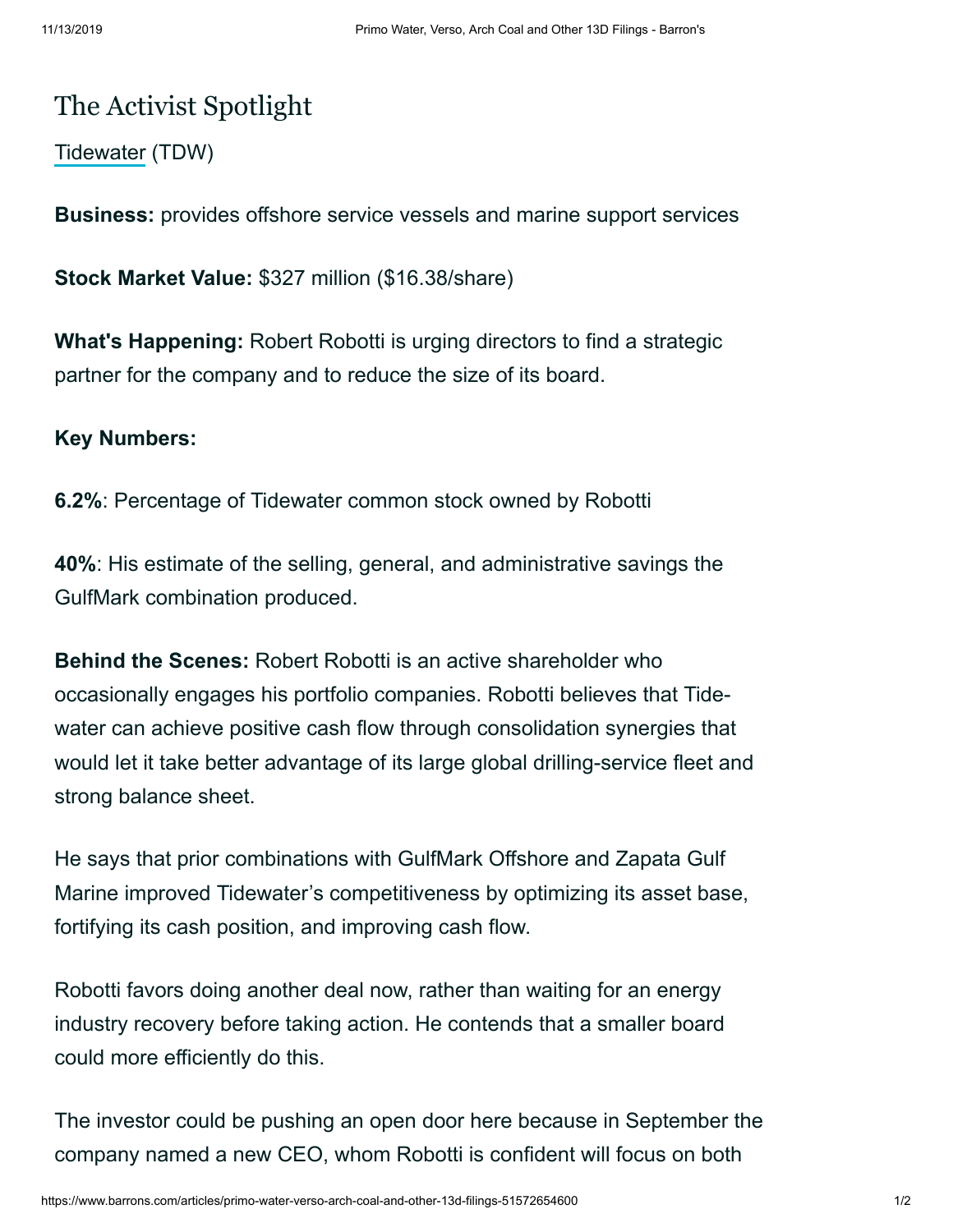# The Activist Spotlight

Tidewater (TDW)

**Business:** provides offshore service vessels and marine support services

**Stock Market Value:** $327 million ($16.38/share)

**What's Happening:** Robert Robotti is urging directors to find a strategic partner for the company and to reduce the size of its board.

**Key Numbers:**

**6.2%**: Percentage of Tidewater common stock owned by Robotti

**40%**: His estimate of the selling, general, and administrative savings the GulfMark combination produced.

**Behind the Scenes:** Robert Robotti is an active shareholder who occasionally engages his portfolio companies. Robotti believes that Tidewater can achieve positive cash flow through consolidation synergies that would let it take better advantage of its large global drilling-service fleet and strong balance sheet.

He says that prior combinations with GulfMark Offshore and Zapata Gulf Marine improved Tidewater's competitiveness by optimizing its asset base, fortifying its cash position, and improving cash flow.

Robotti favors doing another deal now, rather than waiting for an energy industry recovery before taking action. He contends that a smaller board could more efficiently do this.

The investor could be pushing an open door here because in September the company named a new CEO, whom Robotti is confident will focus on both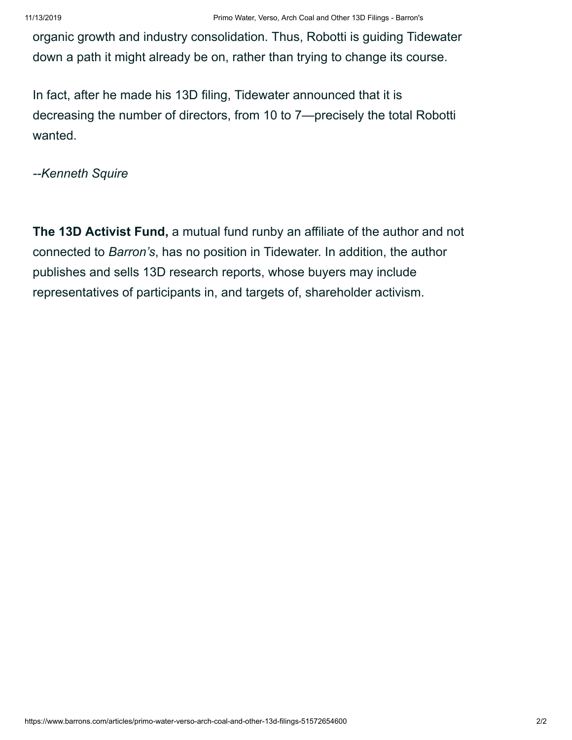organic growth and industry consolidation. Thus, Robotti is guiding Tidewater down a path it might already be on, rather than trying to change its course.

In fact, after he made his 13D filing, Tidewater announced that it is decreasing the number of directors, from 10 to 7—precisely the total Robotti wanted.

*--Kenneth Squire*

**The 13D Activist Fund,** a mutual fund runby an affiliate of the author and not connected to *Barron's*, has no position in Tidewater. In addition, the author publishes and sells 13D research reports, whose buyers may include representatives of participants in, and targets of, shareholder activism.